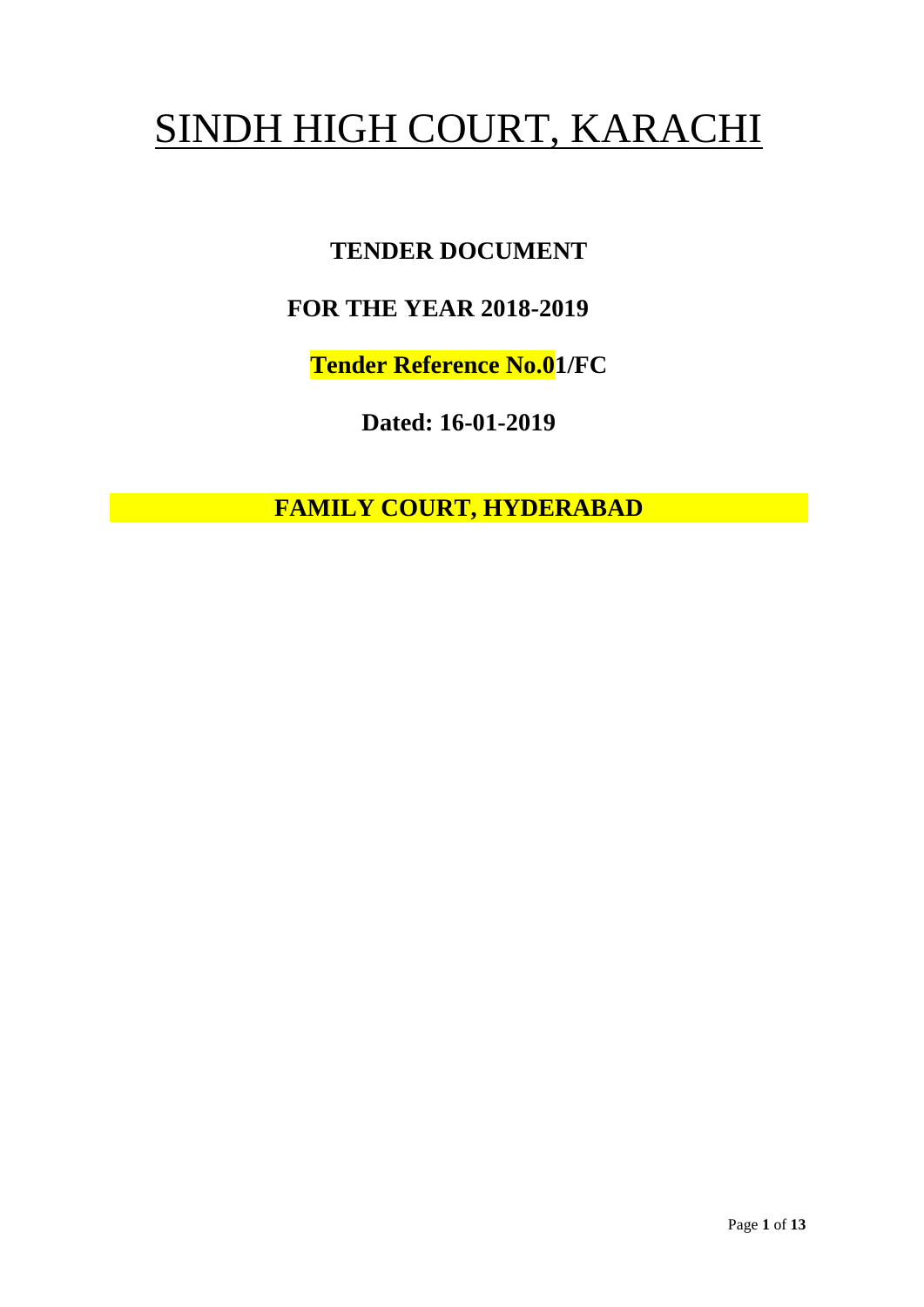# SINDH HIGH COURT, KARACHI

**TENDER DOCUMENT**

**FOR THE YEAR 2018-2019**

**Tender Reference No.01/FC**

**Dated: 16-01-2019**

**FAMILY COURT, HYDERABAD**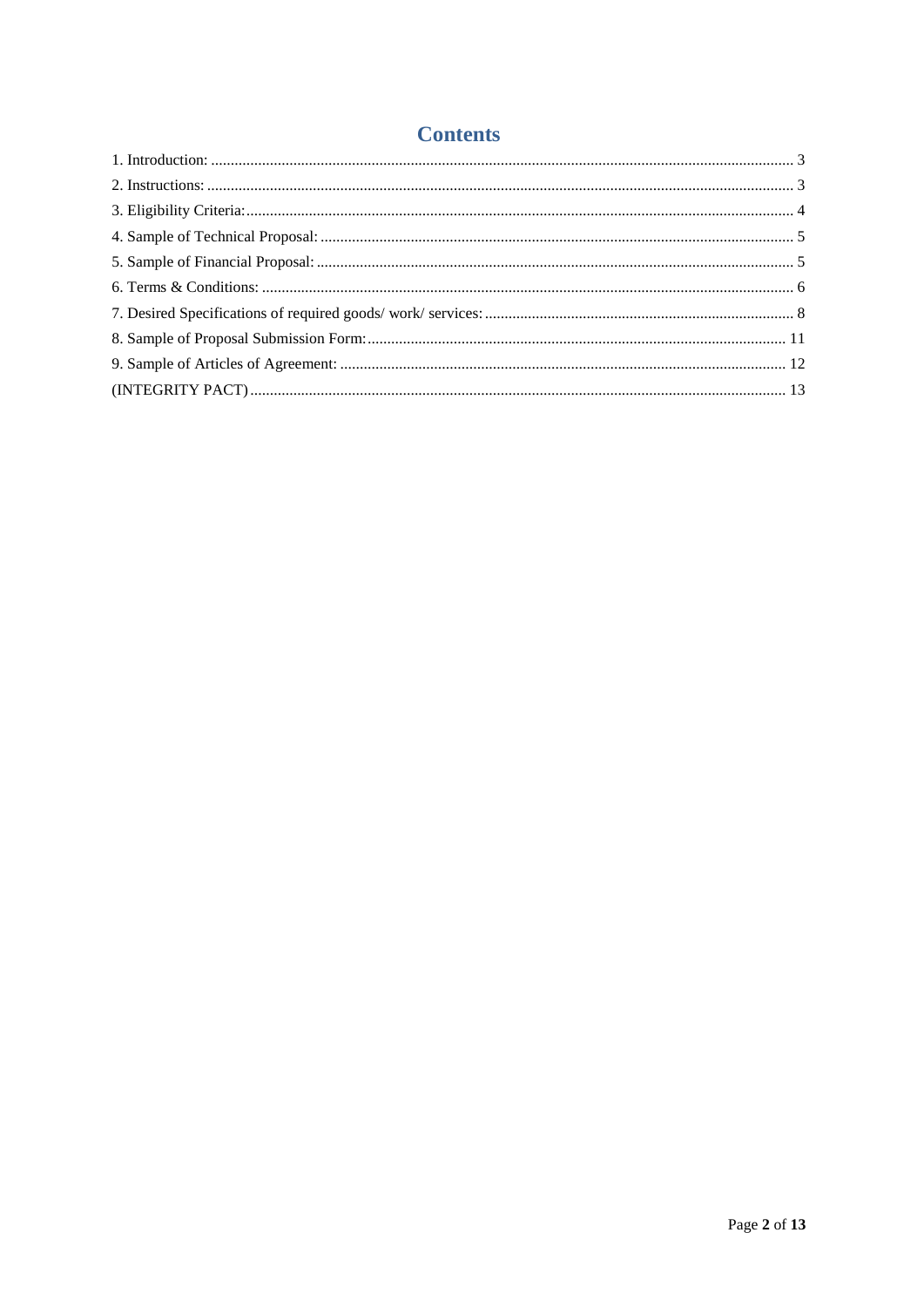# Contents

1. Introduction: .......... 3
2. Instructions: .......... 3
3. Eligibility Criteria: .......... 4
4. Sample of Technical Proposal: .......... 5
5. Sample of Financial Proposal: .......... 5
6. Terms & Conditions: .......... 6
7. Desired Specifications of required goods/ work/ services: .......... 8
8. Sample of Proposal Submission Form: .......... 11
9. Sample of Articles of Agreement: .......... 12

(INTEGRITY PACT) .......... 13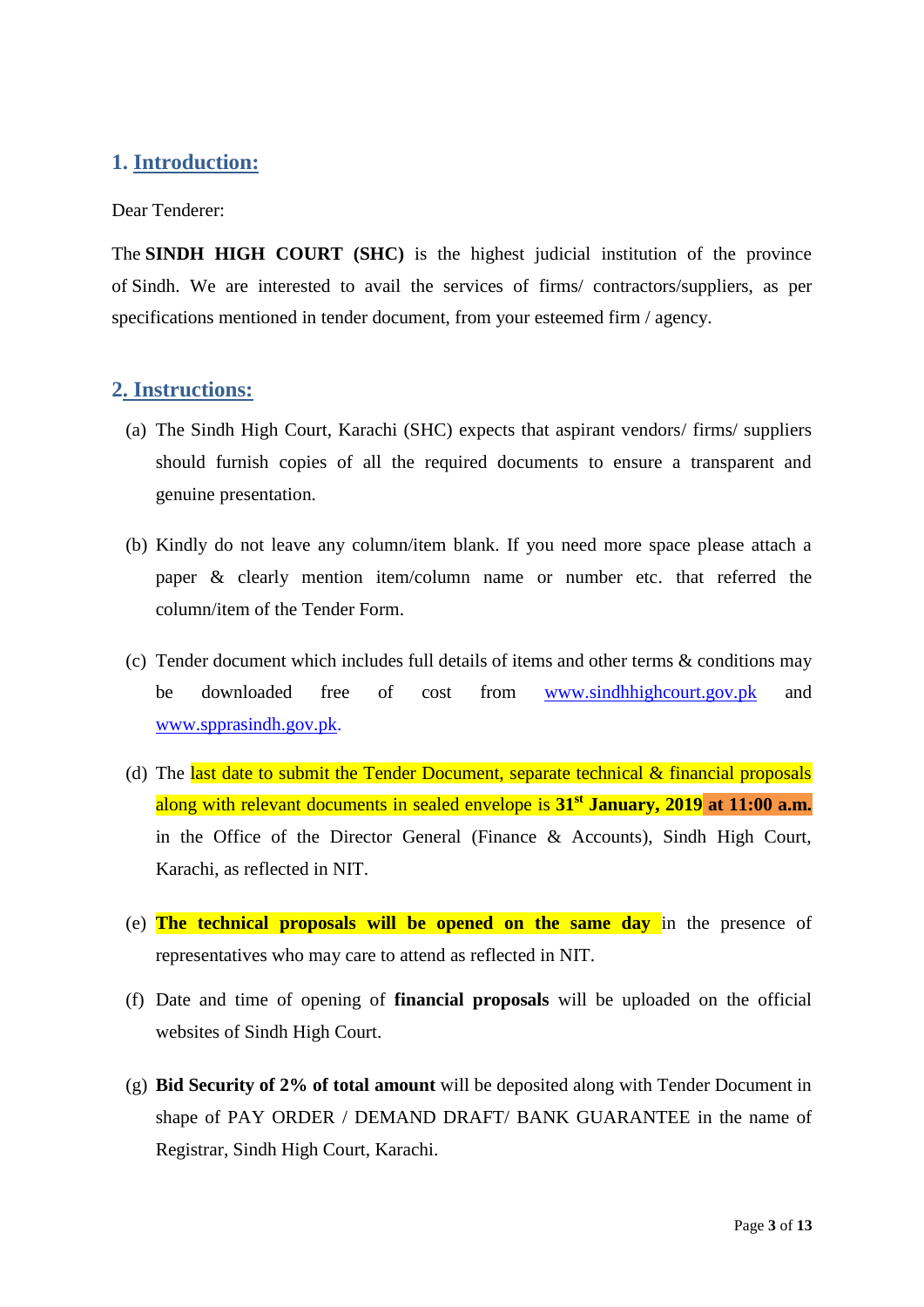## 1. Introduction:

Dear Tenderer:

The **SINDH HIGH COURT (SHC)** is the highest judicial institution of the province of Sindh. We are interested to avail the services of firms/ contractors/suppliers, as per specifications mentioned in tender document, from your esteemed firm / agency.

## 2. Instructions:

(a) The Sindh High Court, Karachi (SHC) expects that aspirant vendors/ firms/ suppliers should furnish copies of all the required documents to ensure a transparent and genuine presentation.

(b) Kindly do not leave any column/item blank. If you need more space please attach a paper & clearly mention item/column name or number etc. that referred the column/item of the Tender Form.

(c) Tender document which includes full details of items and other terms & conditions may be downloaded free of cost from www.sindhhighcourt.gov.pk and www.sppra​sindh.gov.pk.

(d) The last date to submit the Tender Document, separate technical & financial proposals along with relevant documents in sealed envelope is **31st January, 2019 at 11:00 a.m.** in the Office of the Director General (Finance & Accounts), Sindh High Court, Karachi, as reflected in NIT.

(e) **The technical proposals will be opened on the same day** in the presence of representatives who may care to attend as reflected in NIT.

(f) Date and time of opening of **financial proposals** will be uploaded on the official websites of Sindh High Court.

(g) **Bid Security of 2% of total amount** will be deposited along with Tender Document in shape of PAY ORDER / DEMAND DRAFT/ BANK GUARANTEE in the name of Registrar, Sindh High Court, Karachi.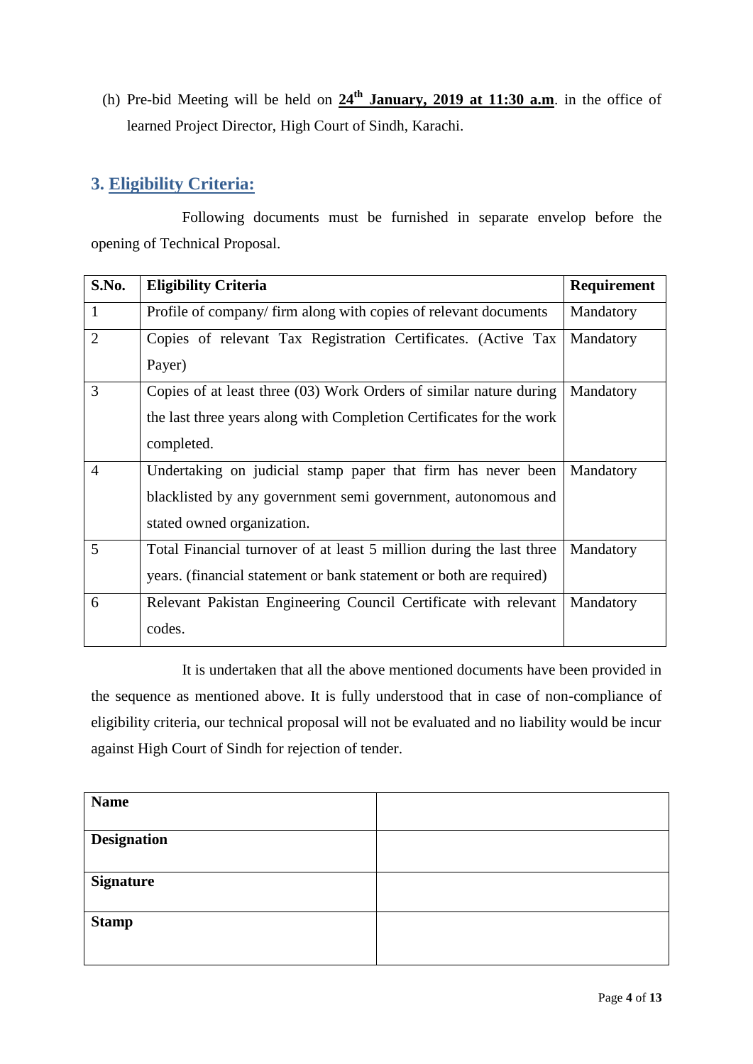(h) Pre-bid Meeting will be held on **24th January, 2019 at 11:30 a.m**. in the office of learned Project Director, High Court of Sindh, Karachi.

## 3. Eligibility Criteria:

Following documents must be furnished in separate envelop before the opening of Technical Proposal.

| S.No. | Eligibility Criteria | Requirement |
|---|---|---|
| 1 | Profile of company/ firm along with copies of relevant documents | Mandatory |
| 2 | Copies of relevant Tax Registration Certificates. (Active Tax Payer) | Mandatory |
| 3 | Copies of at least three (03) Work Orders of similar nature during the last three years along with Completion Certificates for the work completed. | Mandatory |
| 4 | Undertaking on judicial stamp paper that firm has never been blacklisted by any government semi government, autonomous and stated owned organization. | Mandatory |
| 5 | Total Financial turnover of at least 5 million during the last three years. (financial statement or bank statement or both are required) | Mandatory |
| 6 | Relevant Pakistan Engineering Council Certificate with relevant codes. | Mandatory |

It is undertaken that all the above mentioned documents have been provided in the sequence as mentioned above. It is fully understood that in case of non-compliance of eligibility criteria, our technical proposal will not be evaluated and no liability would be incur against High Court of Sindh for rejection of tender.

| **Name** | |
|---|---|
| **Designation** | |
| **Signature** | |
| **Stamp** | |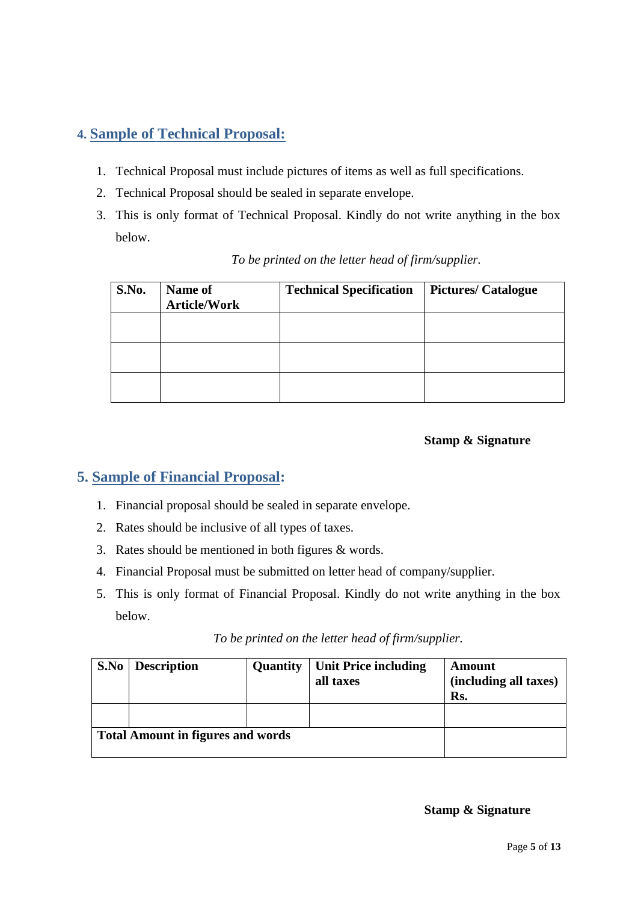## 4. Sample of Technical Proposal:

1. Technical Proposal must include pictures of items as well as full specifications.
2. Technical Proposal should be sealed in separate envelope.
3. This is only format of Technical Proposal. Kindly do not write anything in the box below.

*To be printed on the letter head of firm/supplier.*

| S.No. | Name of Article/Work | Technical Specification | Pictures/ Catalogue |
|---|---|---|---|
| | | | |
| | | | |
| | | | |

**Stamp & Signature**

## 5. Sample of Financial Proposal:

1. Financial proposal should be sealed in separate envelope.
2. Rates should be inclusive of all types of taxes.
3. Rates should be mentioned in both figures & words.
4. Financial Proposal must be submitted on letter head of company/supplier.
5. This is only format of Financial Proposal. Kindly do not write anything in the box below.

*To be printed on the letter head of firm/supplier.*

| S.No | Description | Quantity | Unit Price including all taxes | Amount (including all taxes) Rs. |
|---|---|---|---|---|
| | | | | |
| **Total Amount in figures and words** | | | | |

**Stamp & Signature**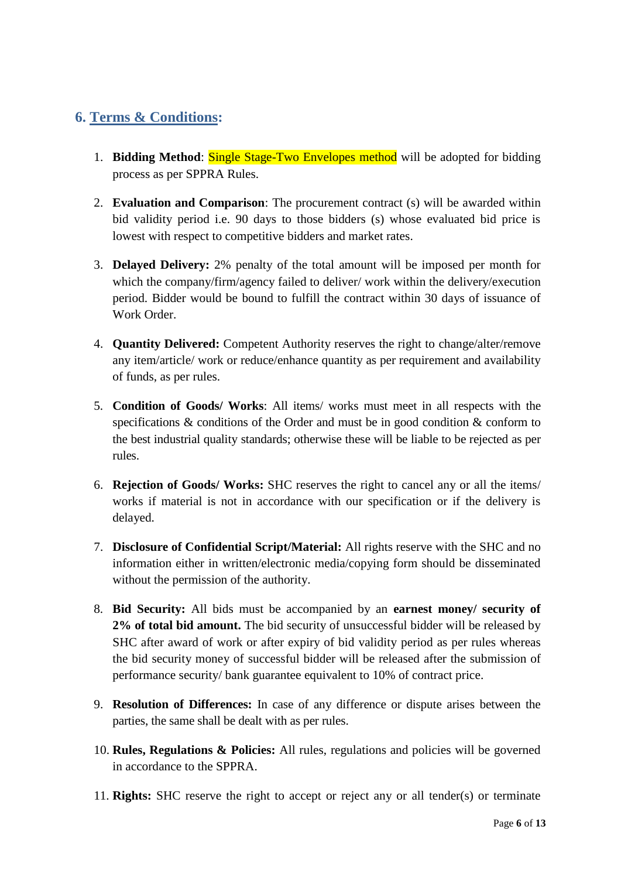## 6. Terms & Conditions:

1. **Bidding Method**: Single Stage-Two Envelopes method will be adopted for bidding process as per SPPRA Rules.

2. **Evaluation and Comparison**: The procurement contract (s) will be awarded within bid validity period i.e. 90 days to those bidders (s) whose evaluated bid price is lowest with respect to competitive bidders and market rates.

3. **Delayed Delivery:** 2% penalty of the total amount will be imposed per month for which the company/firm/agency failed to deliver/ work within the delivery/execution period. Bidder would be bound to fulfill the contract within 30 days of issuance of Work Order.

4. **Quantity Delivered:** Competent Authority reserves the right to change/alter/remove any item/article/ work or reduce/enhance quantity as per requirement and availability of funds, as per rules.

5. **Condition of Goods/ Works**: All items/ works must meet in all respects with the specifications & conditions of the Order and must be in good condition & conform to the best industrial quality standards; otherwise these will be liable to be rejected as per rules.

6. **Rejection of Goods/ Works:** SHC reserves the right to cancel any or all the items/ works if material is not in accordance with our specification or if the delivery is delayed.

7. **Disclosure of Confidential Script/Material:** All rights reserve with the SHC and no information either in written/electronic media/copying form should be disseminated without the permission of the authority.

8. **Bid Security:** All bids must be accompanied by an **earnest money/ security of 2% of total bid amount.** The bid security of unsuccessful bidder will be released by SHC after award of work or after expiry of bid validity period as per rules whereas the bid security money of successful bidder will be released after the submission of performance security/ bank guarantee equivalent to 10% of contract price.

9. **Resolution of Differences:** In case of any difference or dispute arises between the parties, the same shall be dealt with as per rules.

10. **Rules, Regulations & Policies:** All rules, regulations and policies will be governed in accordance to the SPPRA.

11. **Rights:** SHC reserve the right to accept or reject any or all tender(s) or terminate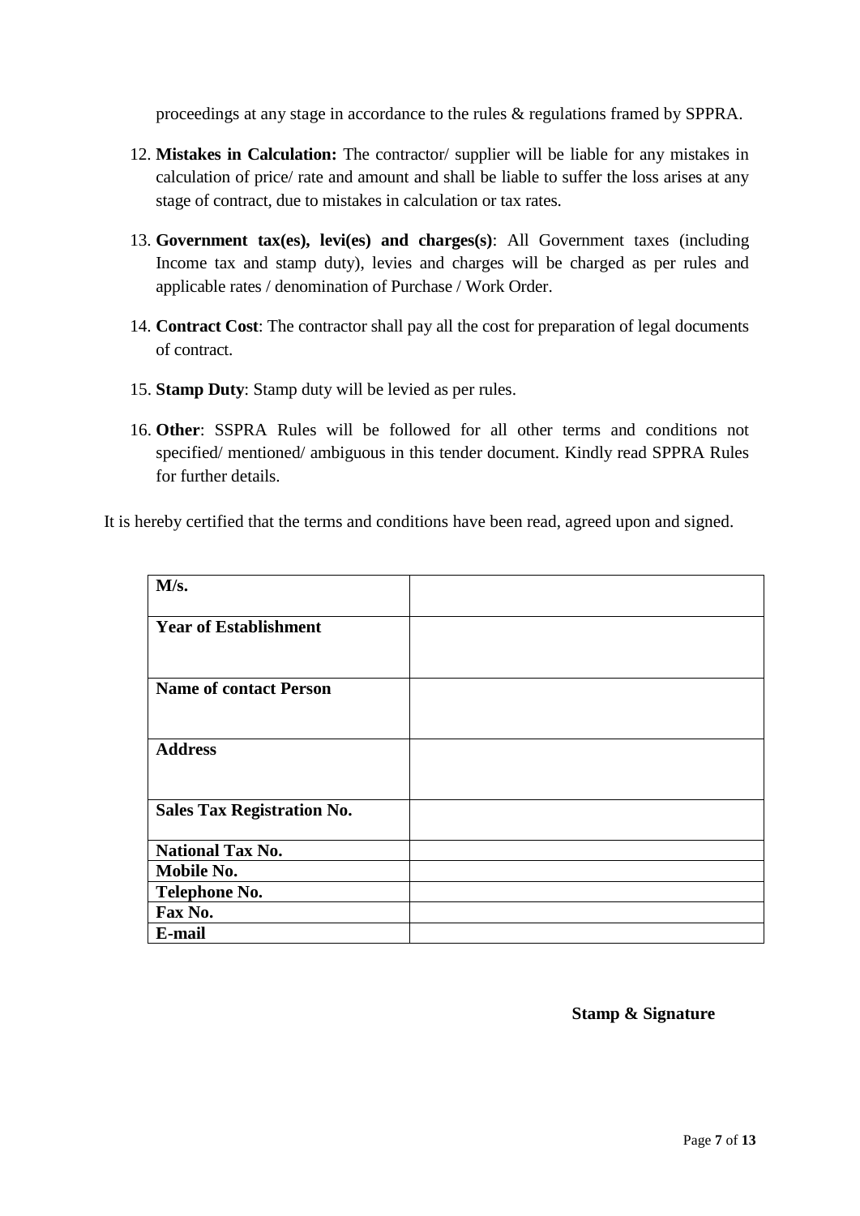proceedings at any stage in accordance to the rules & regulations framed by SPPRA.

12. **Mistakes in Calculation:** The contractor/ supplier will be liable for any mistakes in calculation of price/ rate and amount and shall be liable to suffer the loss arises at any stage of contract, due to mistakes in calculation or tax rates.

13. **Government tax(es), levi(es) and charges(s)**: All Government taxes (including Income tax and stamp duty), levies and charges will be charged as per rules and applicable rates / denomination of Purchase / Work Order.

14. **Contract Cost**: The contractor shall pay all the cost for preparation of legal documents of contract.

15. **Stamp Duty**: Stamp duty will be levied as per rules.

16. **Other**: SSPRA Rules will be followed for all other terms and conditions not specified/ mentioned/ ambiguous in this tender document. Kindly read SPPRA Rules for further details.

It is hereby certified that the terms and conditions have been read, agreed upon and signed.

| **M/s.** | |
|---|---|
| **Year of Establishment** | |
| **Name of contact Person** | |
| **Address** | |
| **Sales Tax Registration No.** | |
| **National Tax No.** | |
| **Mobile No.** | |
| **Telephone No.** | |
| **Fax No.** | |
| **E-mail** | |

**Stamp & Signature**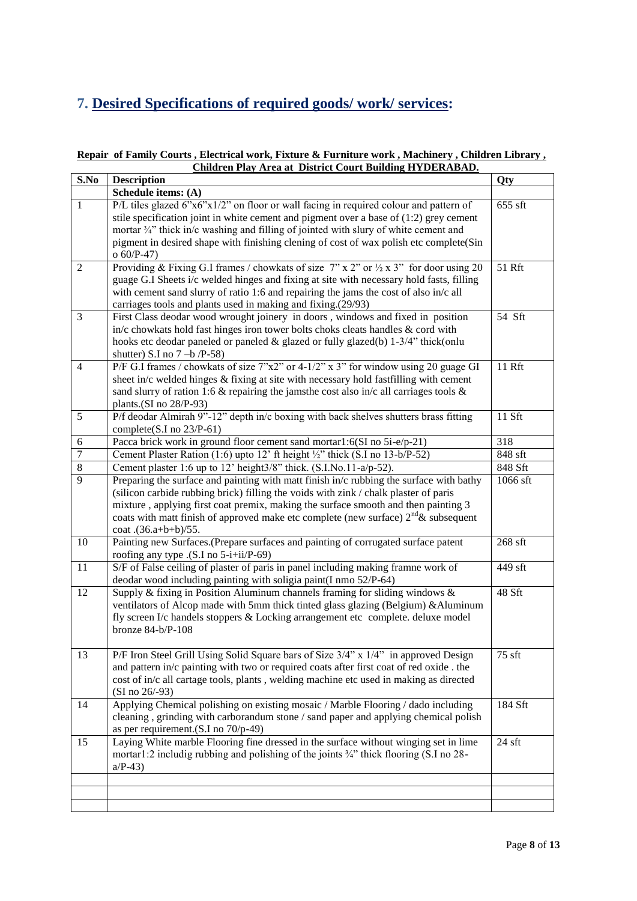# 7. **Desired Specifications of required goods/ work/ services:**

**Repair of Family Courts , Electrical work, Fixture & Furniture work , Machinery , Children Library , Children Play Area at District Court Building HYDERABAD.**

| S.No | Description | Qty |
|---|---|---|
| | **Schedule items: (A)** | |
| 1 | P/L tiles glazed 6"x6"x1/2" on floor or wall facing in required colour and pattern of stile specification joint in white cement and pigment over a base of (1:2) grey cement mortar ¾" thick in/c washing and filling of jointed with slury of white cement and pigment in desired shape with finishing clening of cost of wax polish etc complete(Sin o 60/P-47) | 655 sft |
| 2 | Providing & Fixing G.I frames / chowkats of size 7" x 2" or ½ x 3" for door using 20 guage G.I Sheets i/c welded hinges and fixing at site with necessary hold fasts, filling with cement sand slurry of ratio 1:6 and repairing the jams the cost of also in/c all carriages tools and plants used in making and fixing.(29/93) | 51 Rft |
| 3 | First Class deodar wood wrought joinery in doors , windows and fixed in position in/c chowkats hold fast hinges iron tower bolts choks cleats handles & cord with hooks etc deodar paneled or paneled & glazed or fully glazed(b) 1-3/4" thick(onlu shutter) S.I no 7 –b /P-58) | 54 Sft |
| 4 | P/F G.I frames / chowkats of size 7"x2" or 4-1/2" x 3" for window using 20 guage GI sheet in/c welded hinges & fixing at site with necessary hold fastfilling with cement sand slurry of ration 1:6 & repairing the jamsthe cost also in/c all carriages tools & plants.(SI no 28/P-93) | 11 Rft |
| 5 | P/f deodar Almirah 9"-12" depth in/c boxing with back shelves shutters brass fitting complete(S.I no 23/P-61) | 11 Sft |
| 6 | Pacca brick work in ground floor cement sand mortar1:6(SI no 5i-e/p-21) | 318 |
| 7 | Cement Plaster Ration (1:6) upto 12' ft height ½" thick (S.I no 13-b/P-52) | 848 sft |
| 8 | Cement plaster 1:6 up to 12' height3/8" thick. (S.I.No.11-a/p-52). | 848 Sft |
| 9 | Preparing the surface and painting with matt finish in/c rubbing the surface with bathy (silicon carbide rubbing brick) filling the voids with zink / chalk plaster of paris mixture , applying first coat premix, making the surface smooth and then painting 3 coats with matt finish of approved make etc complete (new surface) 2nd& subsequent coat .(36.a+b+b)/55. | 1066 sft |
| 10 | Painting new Surfaces.(Prepare surfaces and painting of corrugated surface patent roofing any type .(S.I no 5-i+ii/P-69) | 268 sft |
| 11 | S/F of False ceiling of plaster of paris in panel including making framne work of deodar wood including painting with soligia paint(I nmo 52/P-64) | 449 sft |
| 12 | Supply & fixing in Position Aluminum channels framing for sliding windows & ventilators of Alcop made with 5mm thick tinted glass glazing (Belgium) &Aluminum fly screen I/c handels stoppers & Locking arrangement etc complete. deluxe model bronze 84-b/P-108 | 48 Sft |
| 13 | P/F Iron Steel Grill Using Solid Square bars of Size 3/4" x 1/4" in approved Design and pattern in/c painting with two or required coats after first coat of red oxide . the cost of in/c all cartage tools, plants , welding machine etc used in making as directed (SI no 26/-93) | 75 sft |
| 14 | Applying Chemical polishing on existing mosaic / Marble Flooring / dado including cleaning , grinding with carborandum stone / sand paper and applying chemical polish as per requirement.(S.I no 70/p-49) | 184 Sft |
| 15 | Laying White marble Flooring fine dressed in the surface without winging set in lime mortar1:2 includig rubbing and polishing of the joints ¾" thick flooring (S.I no 28-a/P-43) | 24 sft |
| | | |
| | | |
| | | |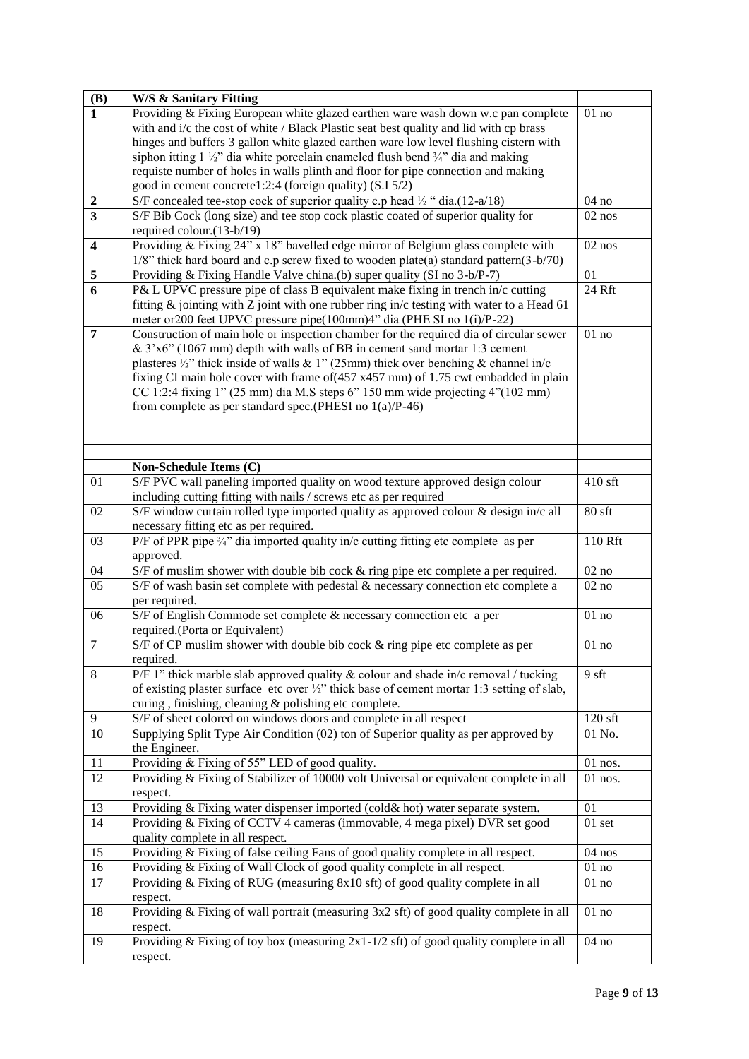| (B) | W/S & Sanitary Fitting | |
|---|---|---|
| 1 | Providing & Fixing European white glazed earthen ware wash down w.c pan complete with and i/c the cost of white / Black Plastic seat best quality and lid with cp brass hinges and buffers 3 gallon white glazed earthen ware low level flushing cistern with siphon itting 1 ½" dia white porcelain enameled flush bend ¾" dia and making requiste number of holes in walls plinth and floor for pipe connection and making good in cement concrete1:2:4 (foreign quality) (S.I 5/2) | 01 no |
| 2 | S/F concealed tee-stop cock of superior quality c.p head ½ " dia.(12-a/18) | 04 no |
| 3 | S/F Bib Cock (long size) and tee stop cock plastic coated of superior quality for required colour.(13-b/19) | 02 nos |
| 4 | Providing & Fixing 24" x 18" bavelled edge mirror of Belgium glass complete with 1/8" thick hard board and c.p screw fixed to wooden plate(a) standard pattern(3-b/70) | 02 nos |
| 5 | Providing & Fixing Handle Valve china.(b) super quality (SI no 3-b/P-7) | 01 |
| 6 | P& L UPVC pressure pipe of class B equivalent make fixing in trench in/c cutting fitting & jointing with Z joint with one rubber ring in/c testing with water to a Head 61 meter or200 feet UPVC pressure pipe(100mm)4" dia (PHE SI no 1(i)/P-22) | 24 Rft |
| 7 | Construction of main hole or inspection chamber for the required dia of circular sewer & 3'x6" (1067 mm) depth with walls of BB in cement sand mortar 1:3 cement plasteres ½" thick inside of walls & 1" (25mm) thick over benching & channel in/c fixing CI main hole cover with frame of(457 x457 mm) of 1.75 cwt embadded in plain CC 1:2:4 fixing 1" (25 mm) dia M.S steps 6" 150 mm wide projecting 4"(102 mm) from complete as per standard spec.(PHESI no 1(a)/P-46) | 01 no |
| | | |
| | | |
| | | |
| | **Non-Schedule Items (C)** | |
| 01 | S/F PVC wall paneling imported quality on wood texture approved design colour including cutting fitting with nails / screws etc as per required | 410 sft |
| 02 | S/F window curtain rolled type imported quality as approved colour & design in/c all necessary fitting etc as per required. | 80 sft |
| 03 | P/F of PPR pipe ¾" dia imported quality in/c cutting fitting etc complete as per approved. | 110 Rft |
| 04 | S/F of muslim shower with double bib cock & ring pipe etc complete a per required. | 02 no |
| 05 | S/F of wash basin set complete with pedestal & necessary connection etc complete a per required. | 02 no |
| 06 | S/F of English Commode set complete & necessary connection etc a per required.(Porta or Equivalent) | 01 no |
| 7 | S/F of CP muslim shower with double bib cock & ring pipe etc complete as per required. | 01 no |
| 8 | P/F 1" thick marble slab approved quality & colour and shade in/c removal / tucking of existing plaster surface etc over ½" thick base of cement mortar 1:3 setting of slab, curing , finishing, cleaning & polishing etc complete. | 9 sft |
| 9 | S/F of sheet colored on windows doors and complete in all respect | 120 sft |
| 10 | Supplying Split Type Air Condition (02) ton of Superior quality as per approved by the Engineer. | 01 No. |
| 11 | Providing & Fixing of 55" LED of good quality. | 01 nos. |
| 12 | Providing & Fixing of Stabilizer of 10000 volt Universal or equivalent complete in all respect. | 01 nos. |
| 13 | Providing & Fixing water dispenser imported (cold& hot) water separate system. | 01 |
| 14 | Providing & Fixing of CCTV 4 cameras (immovable, 4 mega pixel) DVR set good quality complete in all respect. | 01 set |
| 15 | Providing & Fixing of false ceiling Fans of good quality complete in all respect. | 04 nos |
| 16 | Providing & Fixing of Wall Clock of good quality complete in all respect. | 01 no |
| 17 | Providing & Fixing of RUG (measuring 8x10 sft) of good quality complete in all respect. | 01 no |
| 18 | Providing & Fixing of wall portrait (measuring 3x2 sft) of good quality complete in all respect. | 01 no |
| 19 | Providing & Fixing of toy box (measuring 2x1-1/2 sft) of good quality complete in all respect. | 04 no |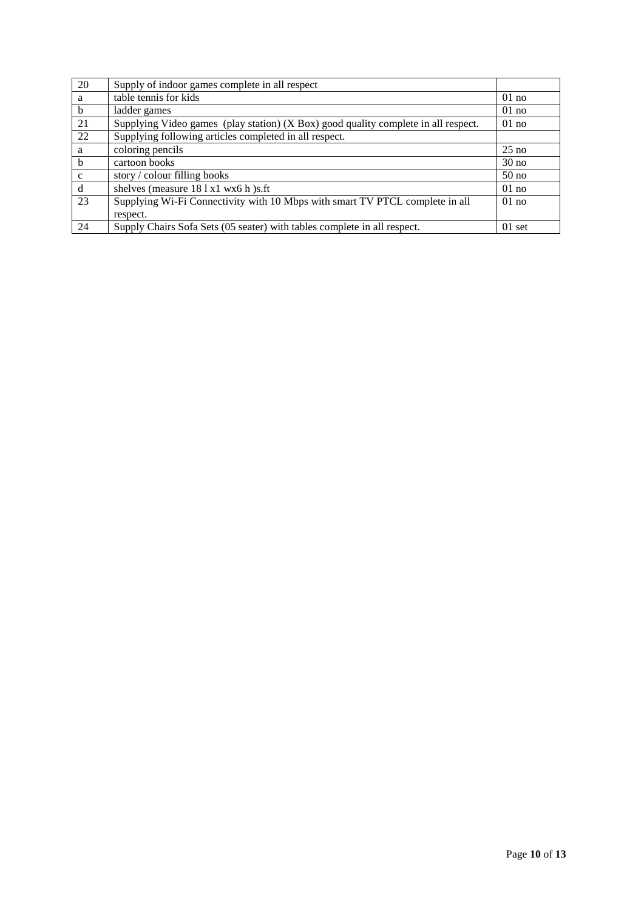| 20 | Supply of indoor games complete in all respect | |
|---|---|---|
| a | table tennis for kids | 01 no |
| b | ladder games | 01 no |
| 21 | Supplying Video games (play station) (X Box) good quality complete in all respect. | 01 no |
| 22 | Supplying following articles completed in all respect. | |
| a | coloring pencils | 25 no |
| b | cartoon books | 30 no |
| c | story / colour filling books | 50 no |
| d | shelves (measure 18 l x1 wx6 h )s.ft | 01 no |
| 23 | Supplying Wi-Fi Connectivity with 10 Mbps with smart TV PTCL complete in all respect. | 01 no |
| 24 | Supply Chairs Sofa Sets (05 seater) with tables complete in all respect. | 01 set |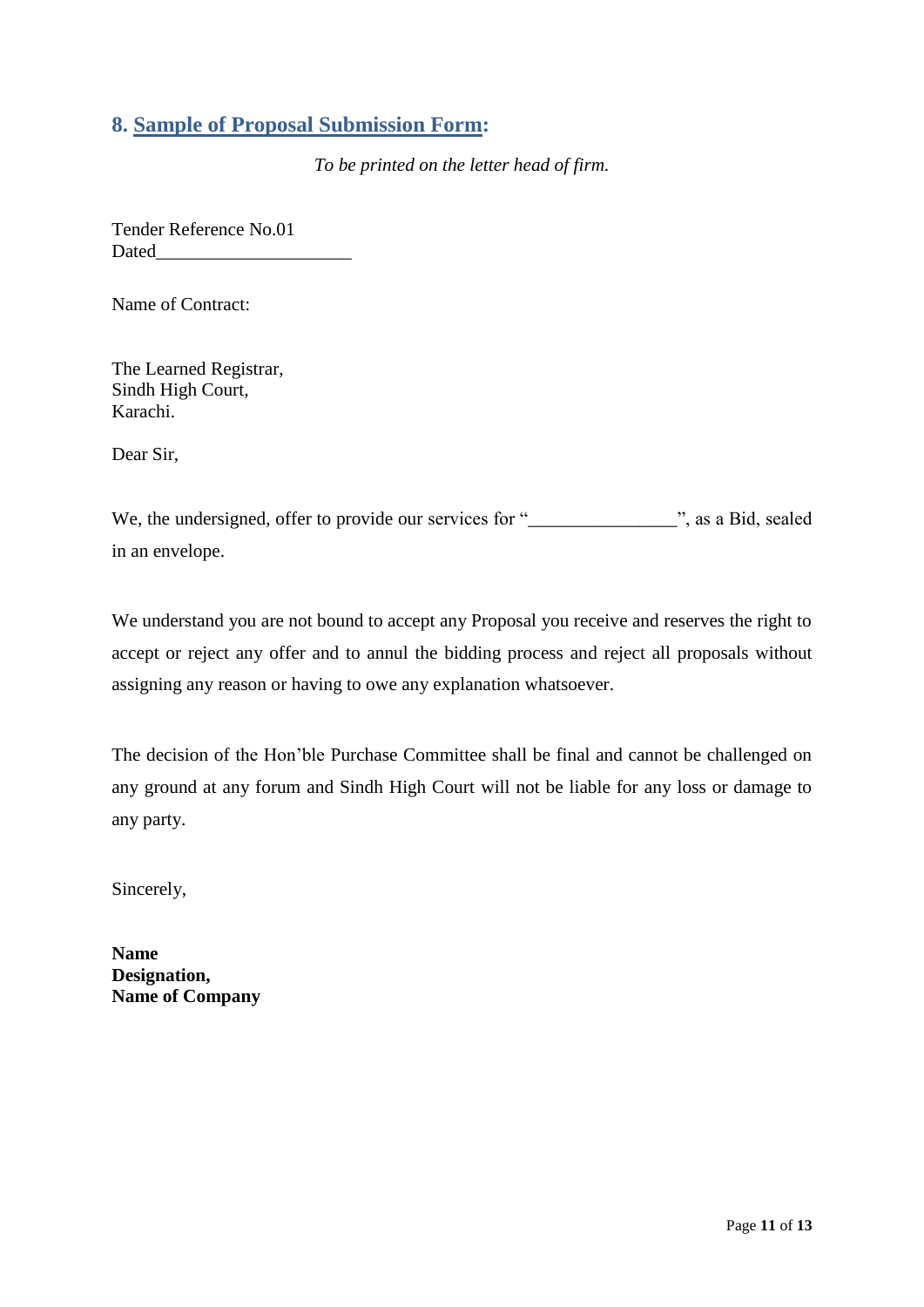## 8. Sample of Proposal Submission Form:

*To be printed on the letter head of firm.*

Tender Reference No.01
Dated_____________________

Name of Contract:

The Learned Registrar,
Sindh High Court,
Karachi.

Dear Sir,

We, the undersigned, offer to provide our services for "_______________", as a Bid, sealed in an envelope.

We understand you are not bound to accept any Proposal you receive and reserves the right to accept or reject any offer and to annul the bidding process and reject all proposals without assigning any reason or having to owe any explanation whatsoever.

The decision of the Hon'ble Purchase Committee shall be final and cannot be challenged on any ground at any forum and Sindh High Court will not be liable for any loss or damage to any party.

Sincerely,

**Name**
**Designation,**
**Name of Company**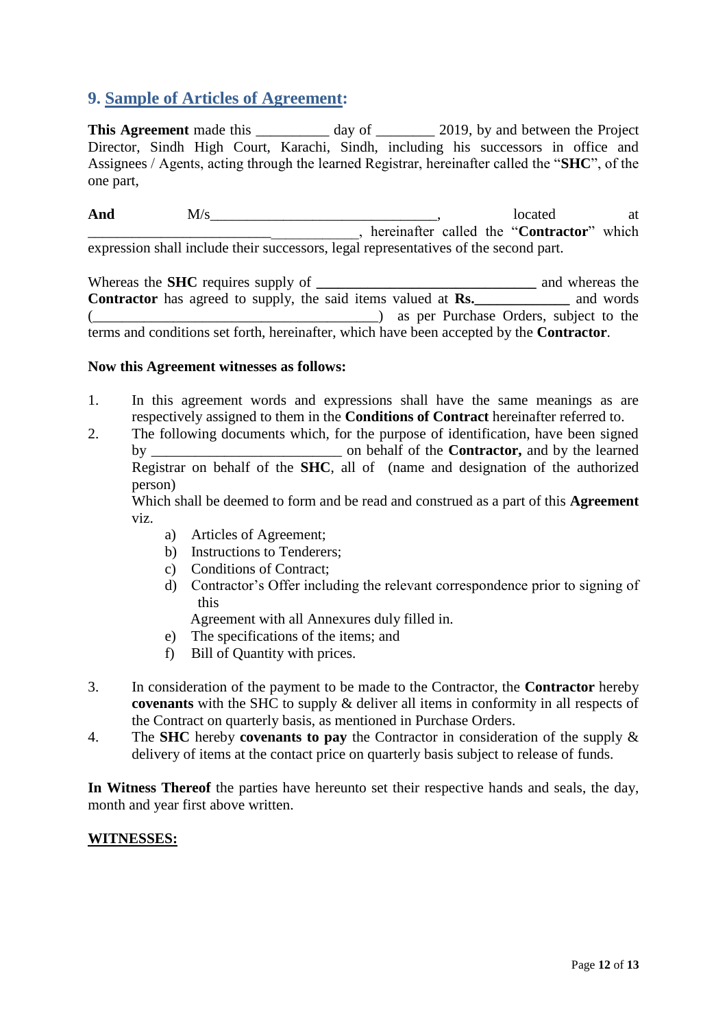## 9. Sample of Articles of Agreement:

**This Agreement** made this __________ day of ________ 2019, by and between the Project Director, Sindh High Court, Karachi, Sindh, including his successors in office and Assignees / Agents, acting through the learned Registrar, hereinafter called the "**SHC**", of the one part,

**And** M/s_______________________________, located at _________________________ ____________, hereinafter called the "**Contractor**" which expression shall include their successors, legal representatives of the second part.

Whereas the **SHC** requires supply of ______________________________ and whereas the **Contractor** has agreed to supply, the said items valued at **Rs.\_\_\_\_\_\_\_\_\_\_\_\_\_** and words (________________________________________) as per Purchase Orders, subject to the terms and conditions set forth, hereinafter, which have been accepted by the **Contractor**.

**Now this Agreement witnesses as follows:**

1. In this agreement words and expressions shall have the same meanings as are respectively assigned to them in the **Conditions of Contract** hereinafter referred to.
2. The following documents which, for the purpose of identification, have been signed by __________________________ on behalf of the **Contractor,** and by the learned Registrar on behalf of the **SHC**, all of (name and designation of the authorized person)
   Which shall be deemed to form and be read and construed as a part of this **Agreement** viz.
   a) Articles of Agreement;
   b) Instructions to Tenderers;
   c) Conditions of Contract;
   d) Contractor's Offer including the relevant correspondence prior to signing of this
   Agreement with all Annexures duly filled in.
   e) The specifications of the items; and
   f) Bill of Quantity with prices.
3. In consideration of the payment to be made to the Contractor, the **Contractor** hereby **covenants** with the SHC to supply & deliver all items in conformity in all respects of the Contract on quarterly basis, as mentioned in Purchase Orders.
4. The **SHC** hereby **covenants to pay** the Contractor in consideration of the supply & delivery of items at the contact price on quarterly basis subject to release of funds.

**In Witness Thereof** the parties have hereunto set their respective hands and seals, the day, month and year first above written.

**WITNESSES:**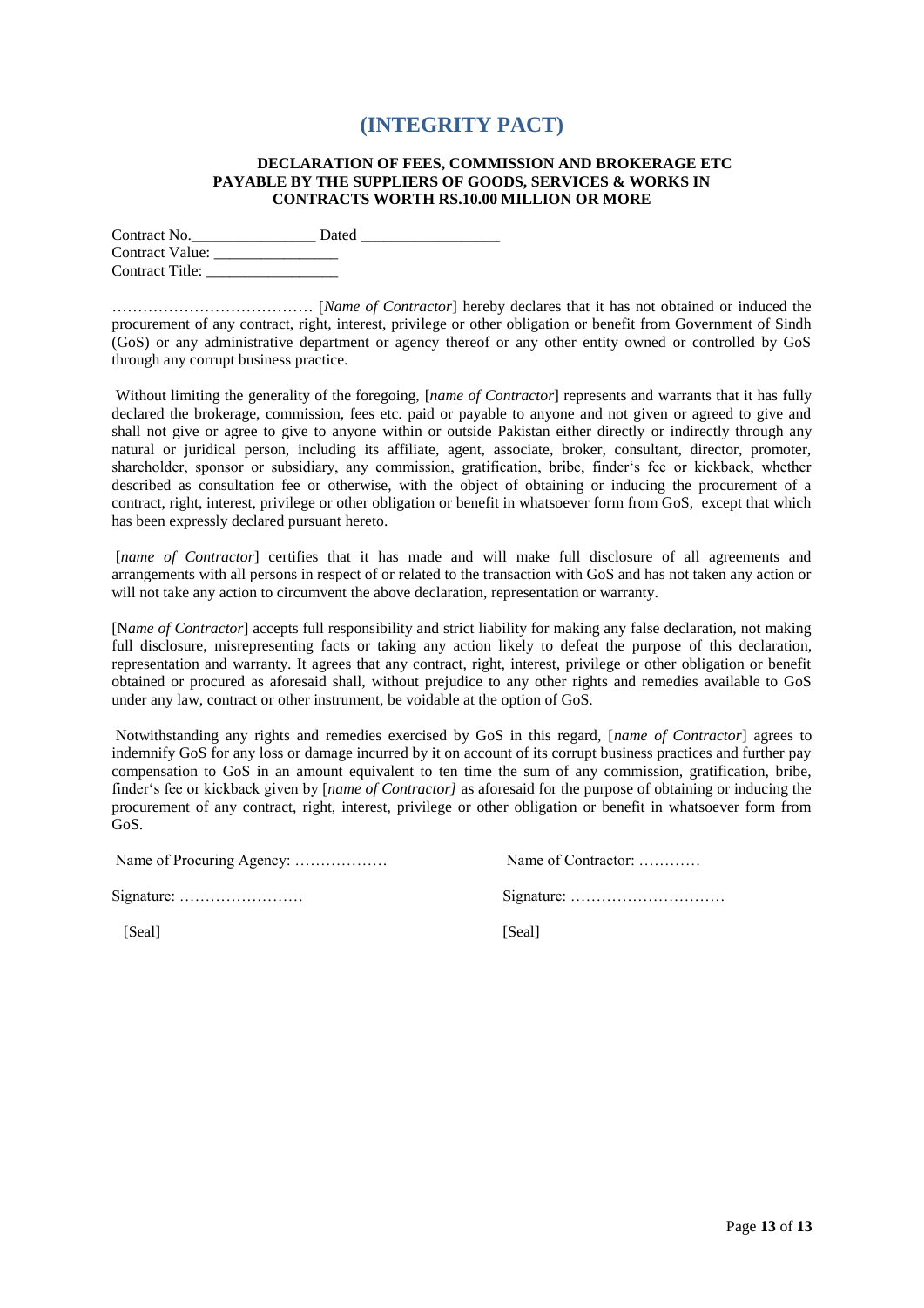# (INTEGRITY PACT)

**DECLARATION OF FEES, COMMISSION AND BROKERAGE ETC PAYABLE BY THE SUPPLIERS OF GOODS, SERVICES & WORKS IN CONTRACTS WORTH RS.10.00 MILLION OR MORE**

Contract No.________________ Dated __________________
Contract Value: ________________
Contract Title: _________________

………………………………… [*Name of Contractor*] hereby declares that it has not obtained or induced the procurement of any contract, right, interest, privilege or other obligation or benefit from Government of Sindh (GoS) or any administrative department or agency thereof or any other entity owned or controlled by GoS through any corrupt business practice.

Without limiting the generality of the foregoing, [*name of Contractor*] represents and warrants that it has fully declared the brokerage, commission, fees etc. paid or payable to anyone and not given or agreed to give and shall not give or agree to give to anyone within or outside Pakistan either directly or indirectly through any natural or juridical person, including its affiliate, agent, associate, broker, consultant, director, promoter, shareholder, sponsor or subsidiary, any commission, gratification, bribe, finder's fee or kickback, whether described as consultation fee or otherwise, with the object of obtaining or inducing the procurement of a contract, right, interest, privilege or other obligation or benefit in whatsoever form from GoS, except that which has been expressly declared pursuant hereto.

[*name of Contractor*] certifies that it has made and will make full disclosure of all agreements and arrangements with all persons in respect of or related to the transaction with GoS and has not taken any action or will not take any action to circumvent the above declaration, representation or warranty.

[N*ame of Contractor*] accepts full responsibility and strict liability for making any false declaration, not making full disclosure, misrepresenting facts or taking any action likely to defeat the purpose of this declaration, representation and warranty. It agrees that any contract, right, interest, privilege or other obligation or benefit obtained or procured as aforesaid shall, without prejudice to any other rights and remedies available to GoS under any law, contract or other instrument, be voidable at the option of GoS.

Notwithstanding any rights and remedies exercised by GoS in this regard, [*name of Contractor*] agrees to indemnify GoS for any loss or damage incurred by it on account of its corrupt business practices and further pay compensation to GoS in an amount equivalent to ten time the sum of any commission, gratification, bribe, finder's fee or kickback given by [*name of Contractor]* as aforesaid for the purpose of obtaining or inducing the procurement of any contract, right, interest, privilege or other obligation or benefit in whatsoever form from GoS.

| | |
|---|---|
| Name of Procuring Agency: ……………… | Name of Contractor: ………… |
| Signature: …………………… | Signature: ………………………… |
| [Seal] | [Seal] |